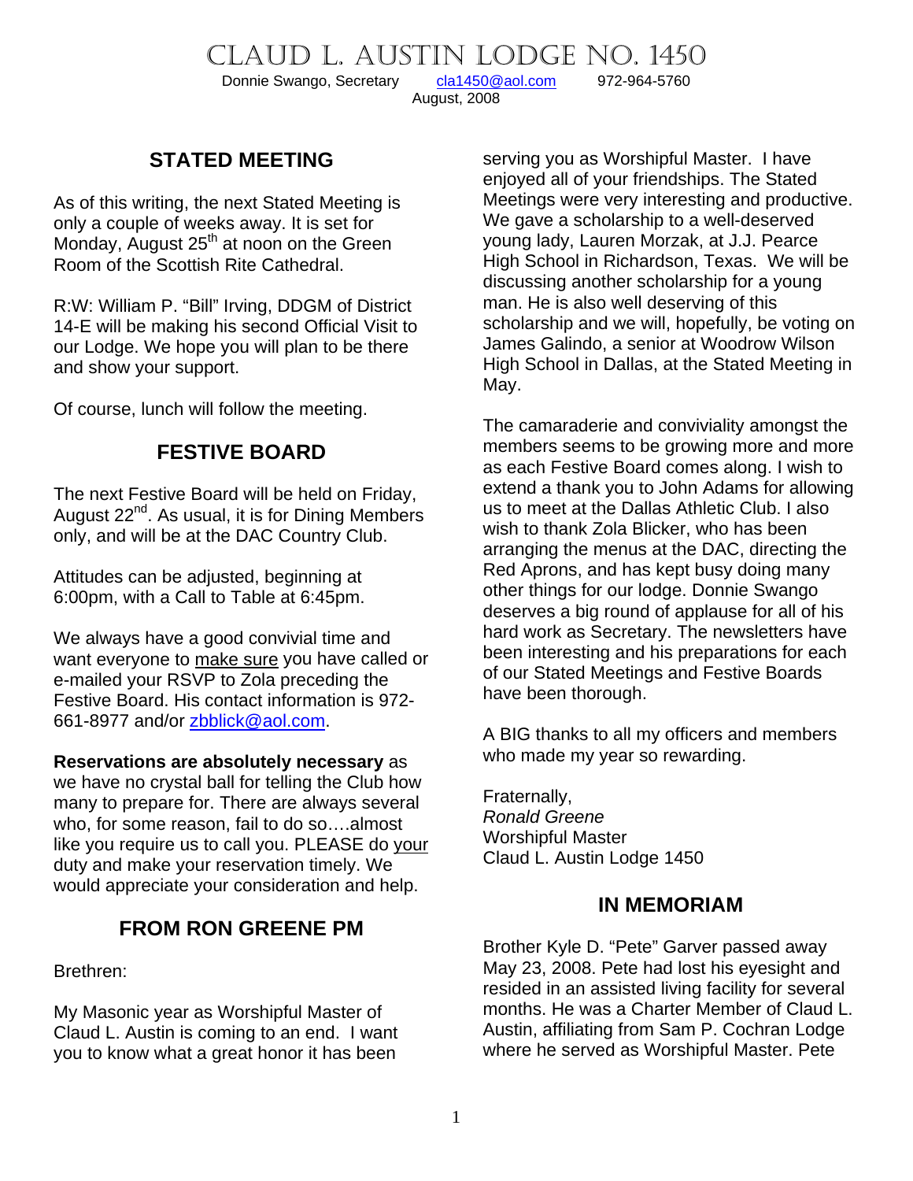# Claud L. Austin Lodge No. 1450

Donnie Swango, Secretary cla1450@aol.com 972-964-5760

August, 2008

## STATED MEETING

As of this writing, the next Stated Meeting is only a couple of weeks away. It is set for Monday, August 25th at noon on the Green Room of the Scottish Rite Cathedral.

R:W: William P. "Bill" Irving, DDGM of District 14-E will be making his second Official Visit to our Lodge. We hope you will plan to be there and show your support.

Of course, lunch will follow the meeting.

## FESTIVE BOARD

The next Festive Board will be held on Friday, August 22nd. As usual, it is for Dining Members only, and will be at the DAC Country Club.

Attitudes can be adjusted, beginning at 6:00pm, with a Call to Table at 6:45pm.

We always have a good convivial time and want everyone to make sure you have called or e-mailed your RSVP to Zola preceding the Festive Board. His contact information is 972-661-8977 and/or zbblick@aol.com.

**Reservations are absolutely necessary** as we have no crystal ball for telling the Club how many to prepare for. There are always several who, for some reason, fail to do so….almost like you require us to call you. PLEASE do your duty and make your reservation timely. We would appreciate your consideration and help.

## FROM RON GREENE PM

Brethren:

My Masonic year as Worshipful Master of Claud L. Austin is coming to an end. I want you to know what a great honor it has been serving you as Worshipful Master. I have enjoyed all of your friendships. The Stated Meetings were very interesting and productive. We gave a scholarship to a well-deserved young lady, Lauren Morzak, at J.J. Pearce High School in Richardson, Texas. We will be discussing another scholarship for a young man. He is also well deserving of this scholarship and we will, hopefully, be voting on James Galindo, a senior at Woodrow Wilson High School in Dallas, at the Stated Meeting in May.

The camaraderie and conviviality amongst the members seems to be growing more and more as each Festive Board comes along. I wish to extend a thank you to John Adams for allowing us to meet at the Dallas Athletic Club. I also wish to thank Zola Blicker, who has been arranging the menus at the DAC, directing the Red Aprons, and has kept busy doing many other things for our lodge. Donnie Swango deserves a big round of applause for all of his hard work as Secretary. The newsletters have been interesting and his preparations for each of our Stated Meetings and Festive Boards have been thorough.

A BIG thanks to all my officers and members who made my year so rewarding.

Fraternally,
*Ronald Greene*
Worshipful Master
Claud L. Austin Lodge 1450

## IN MEMORIAM

Brother Kyle D. "Pete" Garver passed away May 23, 2008. Pete had lost his eyesight and resided in an assisted living facility for several months. He was a Charter Member of Claud L. Austin, affiliating from Sam P. Cochran Lodge where he served as Worshipful Master. Pete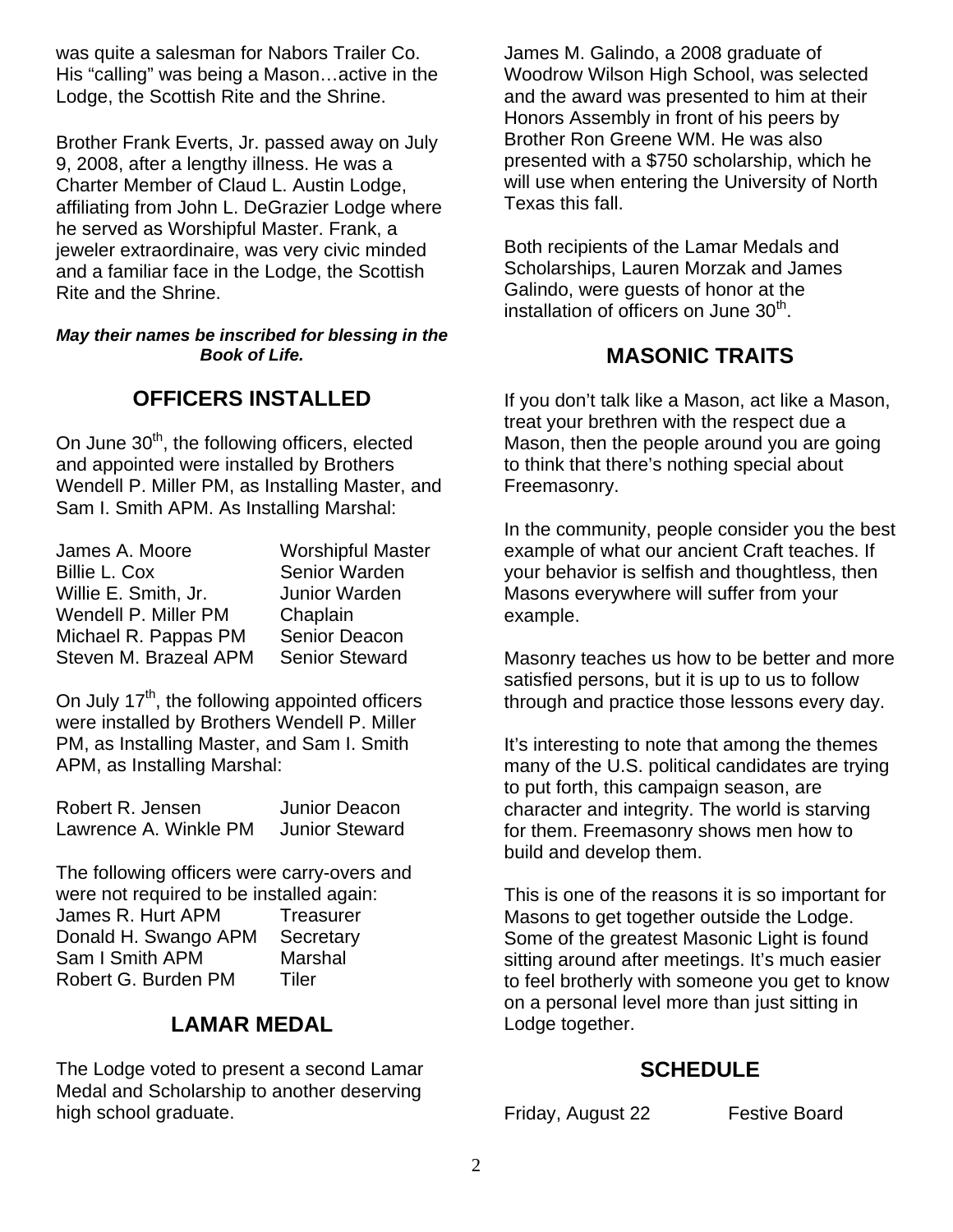was quite a salesman for Nabors Trailer Co. His "calling" was being a Mason…active in the Lodge, the Scottish Rite and the Shrine.

Brother Frank Everts, Jr. passed away on July 9, 2008, after a lengthy illness. He was a Charter Member of Claud L. Austin Lodge, affiliating from John L. DeGrazier Lodge where he served as Worshipful Master. Frank, a jeweler extraordinaire, was very civic minded and a familiar face in the Lodge, the Scottish Rite and the Shrine.

***May their names be inscribed for blessing in the Book of Life.***

## OFFICERS INSTALLED

On June 30th, the following officers, elected and appointed were installed by Brothers Wendell P. Miller PM, as Installing Master, and Sam I. Smith APM. As Installing Marshal:

| | |
|---|---|
| James A. Moore | Worshipful Master |
| Billie L. Cox | Senior Warden |
| Willie E. Smith, Jr. | Junior Warden |
| Wendell P. Miller PM | Chaplain |
| Michael R. Pappas PM | Senior Deacon |
| Steven M. Brazeal APM | Senior Steward |

On July 17th, the following appointed officers were installed by Brothers Wendell P. Miller PM, as Installing Master, and Sam I. Smith APM, as Installing Marshal:

| | |
|---|---|
| Robert R. Jensen | Junior Deacon |
| Lawrence A. Winkle PM | Junior Steward |

The following officers were carry-overs and were not required to be installed again:

| | |
|---|---|
| James R. Hurt APM | Treasurer |
| Donald H. Swango APM | Secretary |
| Sam I Smith APM | Marshal |
| Robert G. Burden PM | Tiler |

## LAMAR MEDAL

The Lodge voted to present a second Lamar Medal and Scholarship to another deserving high school graduate.

James M. Galindo, a 2008 graduate of Woodrow Wilson High School, was selected and the award was presented to him at their Honors Assembly in front of his peers by Brother Ron Greene WM. He was also presented with a $750 scholarship, which he will use when entering the University of North Texas this fall.

Both recipients of the Lamar Medals and Scholarships, Lauren Morzak and James Galindo, were guests of honor at the installation of officers on June 30th.

## MASONIC TRAITS

If you don't talk like a Mason, act like a Mason, treat your brethren with the respect due a Mason, then the people around you are going to think that there's nothing special about Freemasonry.

In the community, people consider you the best example of what our ancient Craft teaches. If your behavior is selfish and thoughtless, then Masons everywhere will suffer from your example.

Masonry teaches us how to be better and more satisfied persons, but it is up to us to follow through and practice those lessons every day.

It's interesting to note that among the themes many of the U.S. political candidates are trying to put forth, this campaign season, are character and integrity. The world is starving for them. Freemasonry shows men how to build and develop them.

This is one of the reasons it is so important for Masons to get together outside the Lodge. Some of the greatest Masonic Light is found sitting around after meetings. It's much easier to feel brotherly with someone you get to know on a personal level more than just sitting in Lodge together.

## SCHEDULE

| | |
|---|---|
| Friday, August 22 | Festive Board |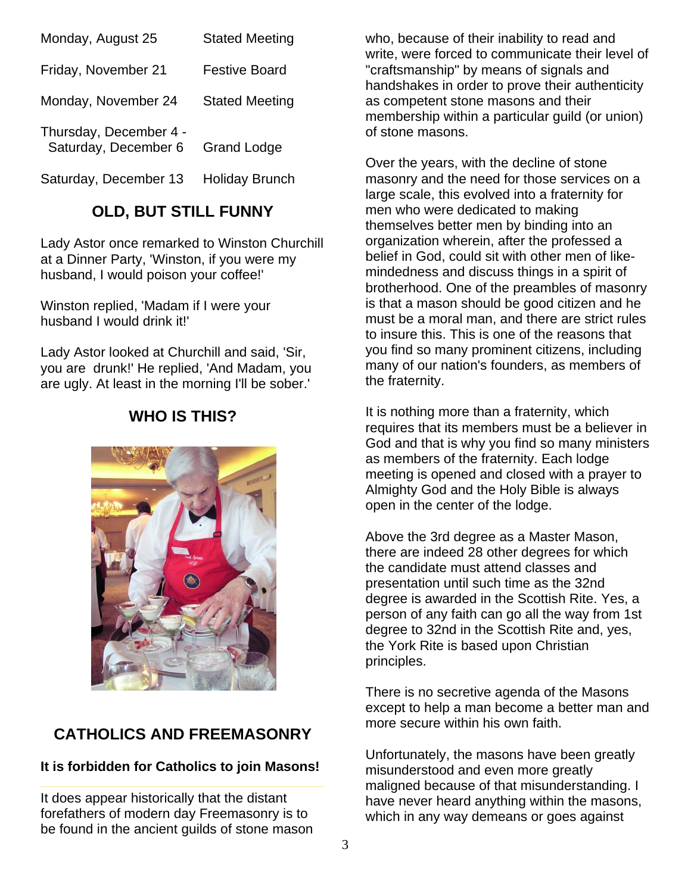| | |
|---|---|
| Monday, August 25 | Stated Meeting |
| Friday, November 21 | Festive Board |
| Monday, November 24 | Stated Meeting |
| Thursday, December 4 - Saturday, December 6 | Grand Lodge |
| Saturday, December 13 | Holiday Brunch |

## OLD, BUT STILL FUNNY

Lady Astor once remarked to Winston Churchill at a Dinner Party, 'Winston, if you were my husband, I would poison your coffee!'

Winston replied, 'Madam if I were your husband I would drink it!'

Lady Astor looked at Churchill and said, 'Sir, you are drunk!' He replied, 'And Madam, you are ugly. At least in the morning I'll be sober.'

## WHO IS THIS?

## CATHOLICS AND FREEMASONRY

**It is forbidden for Catholics to join Masons!**

It does appear historically that the distant forefathers of modern day Freemasonry is to be found in the ancient guilds of stone mason who, because of their inability to read and write, were forced to communicate their level of "craftsmanship" by means of signals and handshakes in order to prove their authenticity as competent stone masons and their membership within a particular guild (or union) of stone masons.

Over the years, with the decline of stone masonry and the need for those services on a large scale, this evolved into a fraternity for men who were dedicated to making themselves better men by binding into an organization wherein, after the professed a belief in God, could sit with other men of like-mindedness and discuss things in a spirit of brotherhood. One of the preambles of masonry is that a mason should be good citizen and he must be a moral man, and there are strict rules to insure this. This is one of the reasons that you find so many prominent citizens, including many of our nation's founders, as members of the fraternity.

It is nothing more than a fraternity, which requires that its members must be a believer in God and that is why you find so many ministers as members of the fraternity. Each lodge meeting is opened and closed with a prayer to Almighty God and the Holy Bible is always open in the center of the lodge.

Above the 3rd degree as a Master Mason, there are indeed 28 other degrees for which the candidate must attend classes and presentation until such time as the 32nd degree is awarded in the Scottish Rite. Yes, a person of any faith can go all the way from 1st degree to 32nd in the Scottish Rite and, yes, the York Rite is based upon Christian principles.

There is no secretive agenda of the Masons except to help a man become a better man and more secure within his own faith.

Unfortunately, the masons have been greatly misunderstood and even more greatly maligned because of that misunderstanding. I have never heard anything within the masons, which in any way demeans or goes against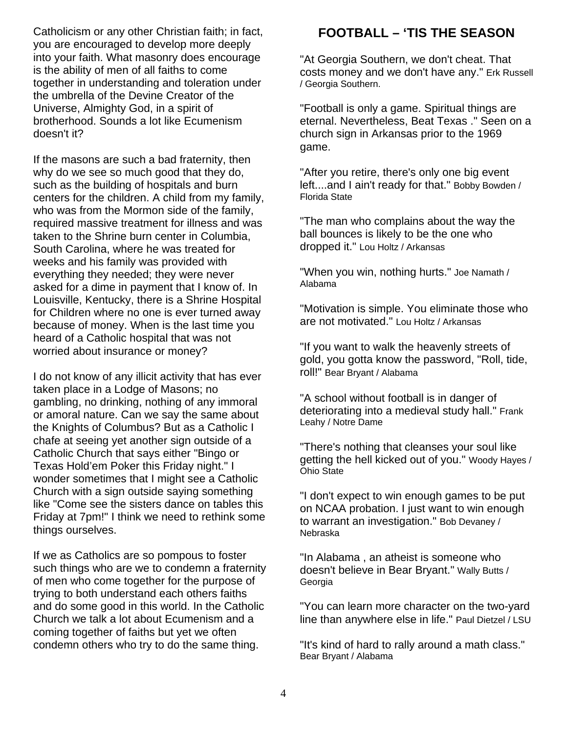Catholicism or any other Christian faith; in fact, you are encouraged to develop more deeply into your faith. What masonry does encourage is the ability of men of all faiths to come together in understanding and toleration under the umbrella of the Devine Creator of the Universe, Almighty God, in a spirit of brotherhood. Sounds a lot like Ecumenism doesn't it?

If the masons are such a bad fraternity, then why do we see so much good that they do, such as the building of hospitals and burn centers for the children. A child from my family, who was from the Mormon side of the family, required massive treatment for illness and was taken to the Shrine burn center in Columbia, South Carolina, where he was treated for weeks and his family was provided with everything they needed; they were never asked for a dime in payment that I know of. In Louisville, Kentucky, there is a Shrine Hospital for Children where no one is ever turned away because of money. When is the last time you heard of a Catholic hospital that was not worried about insurance or money?

I do not know of any illicit activity that has ever taken place in a Lodge of Masons; no gambling, no drinking, nothing of any immoral or amoral nature. Can we say the same about the Knights of Columbus? But as a Catholic I chafe at seeing yet another sign outside of a Catholic Church that says either "Bingo or Texas Hold'em Poker this Friday night." I wonder sometimes that I might see a Catholic Church with a sign outside saying something like "Come see the sisters dance on tables this Friday at 7pm!" I think we need to rethink some things ourselves.

If we as Catholics are so pompous to foster such things who are we to condemn a fraternity of men who come together for the purpose of trying to both understand each others faiths and do some good in this world. In the Catholic Church we talk a lot about Ecumenism and a coming together of faiths but yet we often condemn others who try to do the same thing.

## FOOTBALL – 'TIS THE SEASON

"At Georgia Southern, we don't cheat. That costs money and we don't have any." Erk Russell / Georgia Southern.

"Football is only a game. Spiritual things are eternal. Nevertheless, Beat Texas ." Seen on a church sign in Arkansas prior to the 1969 game.

"After you retire, there's only one big event left....and I ain't ready for that." Bobby Bowden / Florida State

"The man who complains about the way the ball bounces is likely to be the one who dropped it." Lou Holtz / Arkansas

"When you win, nothing hurts." Joe Namath / Alabama

"Motivation is simple. You eliminate those who are not motivated." Lou Holtz / Arkansas

"If you want to walk the heavenly streets of gold, you gotta know the password, "Roll, tide, roll!" Bear Bryant / Alabama

"A school without football is in danger of deteriorating into a medieval study hall." Frank Leahy / Notre Dame

"There's nothing that cleanses your soul like getting the hell kicked out of you." Woody Hayes / Ohio State

"I don't expect to win enough games to be put on NCAA probation. I just want to win enough to warrant an investigation." Bob Devaney / Nebraska

"In Alabama , an atheist is someone who doesn't believe in Bear Bryant." Wally Butts / Georgia

"You can learn more character on the two-yard line than anywhere else in life." Paul Dietzel / LSU

"It's kind of hard to rally around a math class." Bear Bryant / Alabama